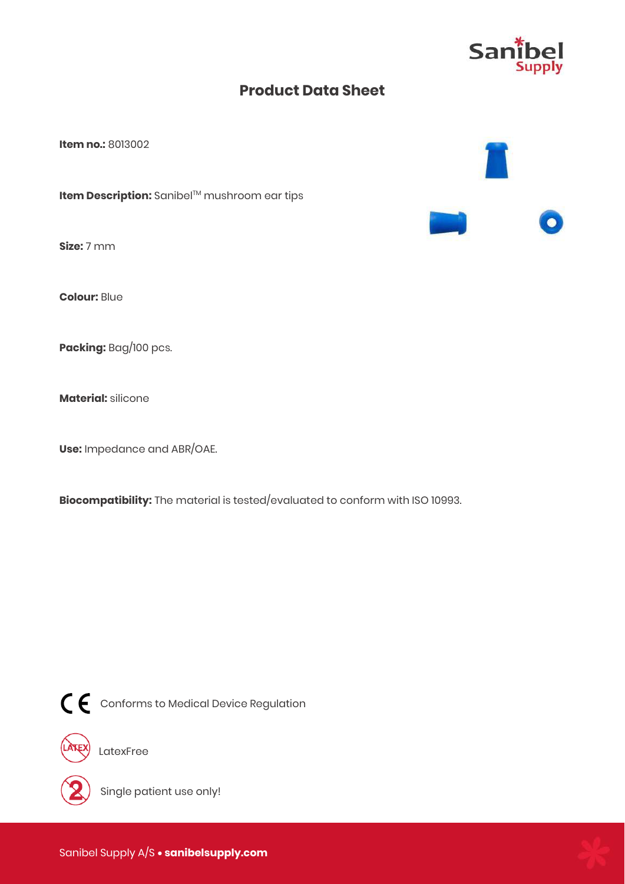# Product Data Sheet

**Item no.:** 8013002

**Item Description:** Sanibel™ mushroom ear tips

**Size:** 7 mm

**Colour:** Blue

**Packing:** Bag/100 pcs.

**Material:** silicone

**Use:** Impedance and ABR/OAE.

**Biocompatibility:** The material is tested/evaluated to conform with ISO 10993.

CE Conforms to Medical Device Regulation

LatexFree

Single patient use only!

Sanibel Supply A/S • **sanibelsupply.com**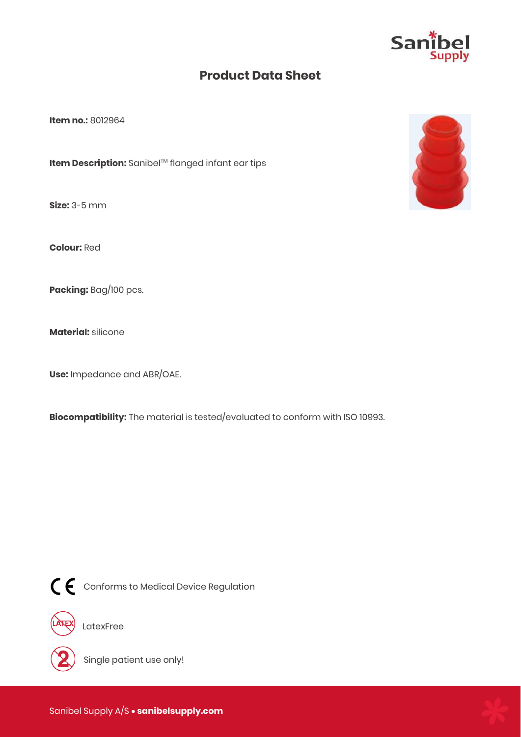# Product Data Sheet

**Item no.:** 8012964

**Item Description:** Sanibel™ flanged infant ear tips

**Size:** 3-5 mm

**Colour:** Red

**Packing:** Bag/100 pcs.

**Material:** silicone

**Use:** Impedance and ABR/OAE.

**Biocompatibility:** The material is tested/evaluated to conform with ISO 10993.

CE Conforms to Medical Device Regulation

LatexFree

Single patient use only!

Sanibel Supply A/S • **sanibelsupply.com**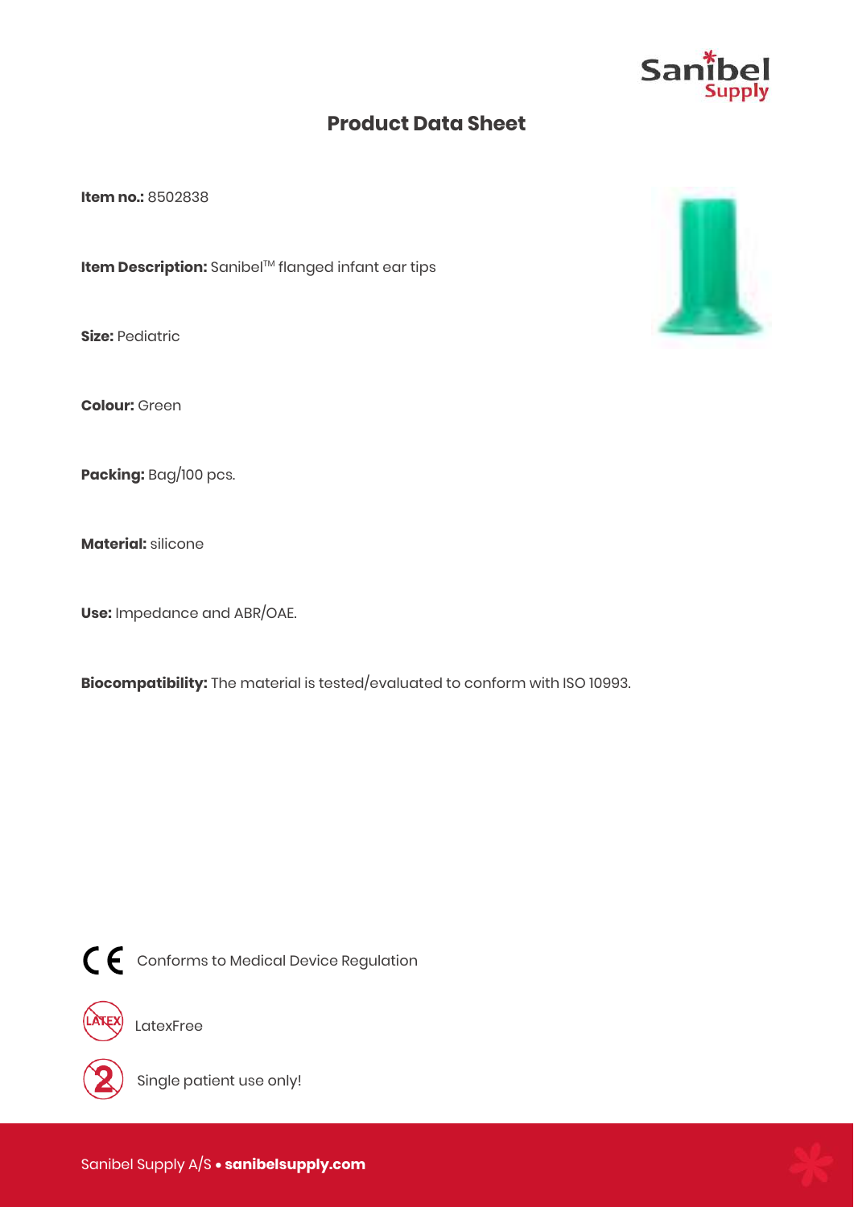# Product Data Sheet

**Item no.:** 8502838

**Item Description:** Sanibel™ flanged infant ear tips

**Size:** Pediatric

**Colour:** Green

**Packing:** Bag/100 pcs.

**Material:** silicone

**Use:** Impedance and ABR/OAE.

**Biocompatibility:** The material is tested/evaluated to conform with ISO 10993.

CE Conforms to Medical Device Regulation

LatexFree

Single patient use only!

Sanibel Supply A/S • **sanibelsupply.com**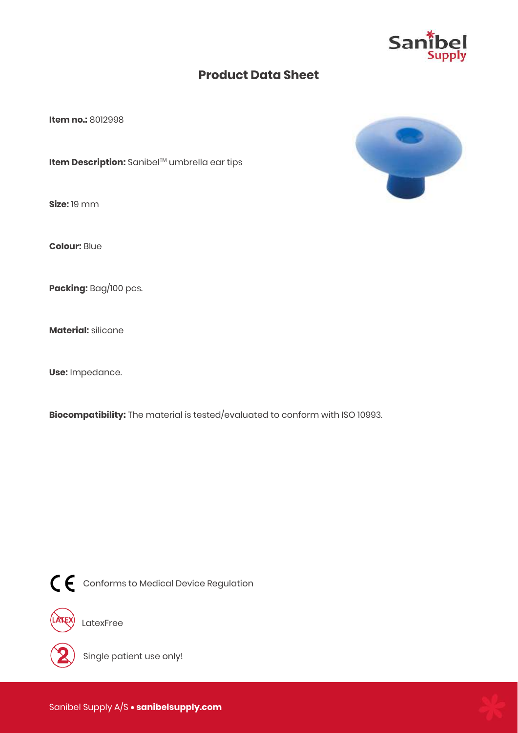# Product Data Sheet

**Item no.:** 8012998

**Item Description:** Sanibel™ umbrella ear tips

**Size:** 19 mm

**Colour:** Blue

**Packing:** Bag/100 pcs.

**Material:** silicone

**Use:** Impedance.

**Biocompatibility:** The material is tested/evaluated to conform with ISO 10993.

CE Conforms to Medical Device Regulation

LatexFree

Single patient use only!

Sanibel Supply A/S • **sanibelsupply.com**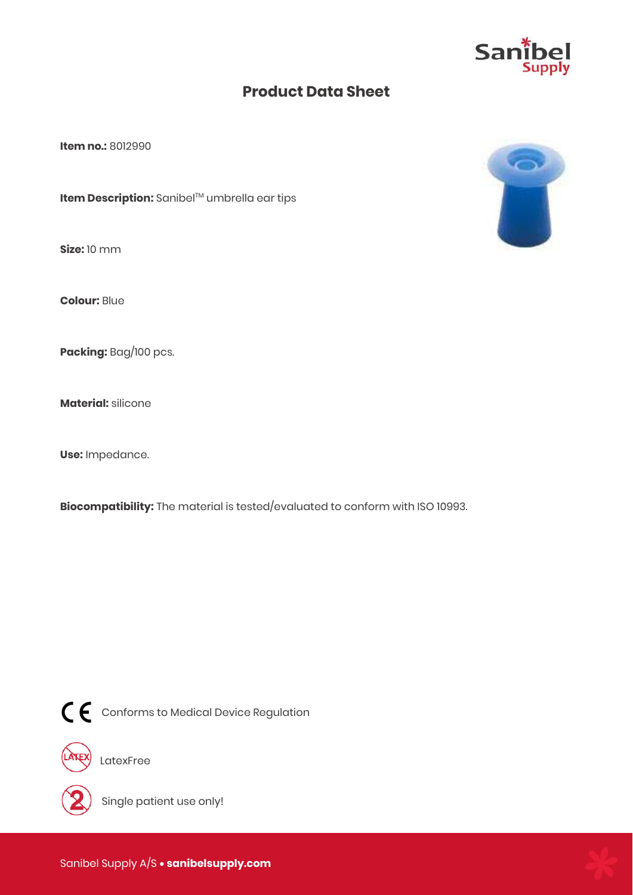# Product Data Sheet

**Item no.:** 8012990

**Item Description:** Sanibel™ umbrella ear tips

**Size:** 10 mm

**Colour:** Blue

**Packing:** Bag/100 pcs.

**Material:** silicone

**Use:** Impedance.

**Biocompatibility:** The material is tested/evaluated to conform with ISO 10993.

CE Conforms to Medical Device Regulation

LatexFree

Single patient use only!

Sanibel Supply A/S • **sanibelsupply.com**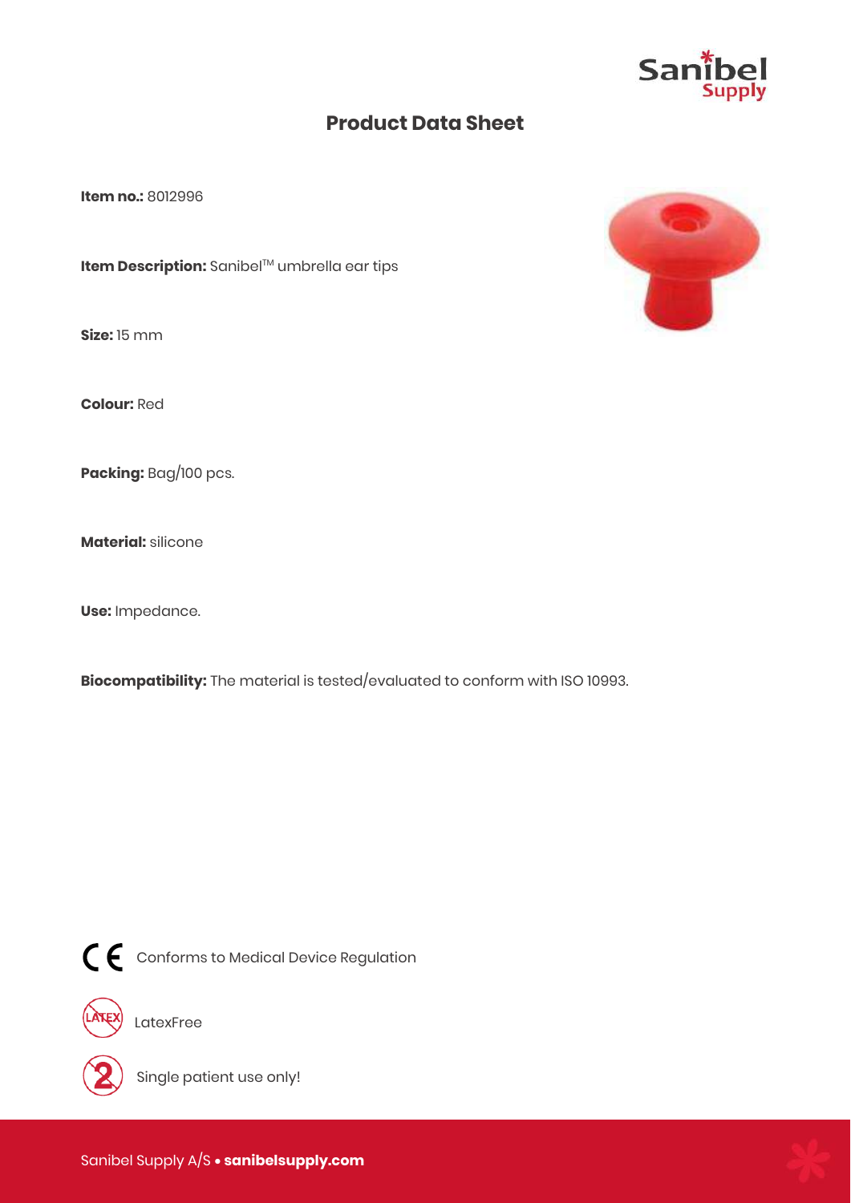# Product Data Sheet

**Item no.:** 8012996

**Item Description:** Sanibel™ umbrella ear tips

**Size:** 15 mm

**Colour:** Red

**Packing:** Bag/100 pcs.

**Material:** silicone

**Use:** Impedance.

**Biocompatibility:** The material is tested/evaluated to conform with ISO 10993.

CE Conforms to Medical Device Regulation

LatexFree

Single patient use only!

Sanibel Supply A/S • **sanibelsupply.com**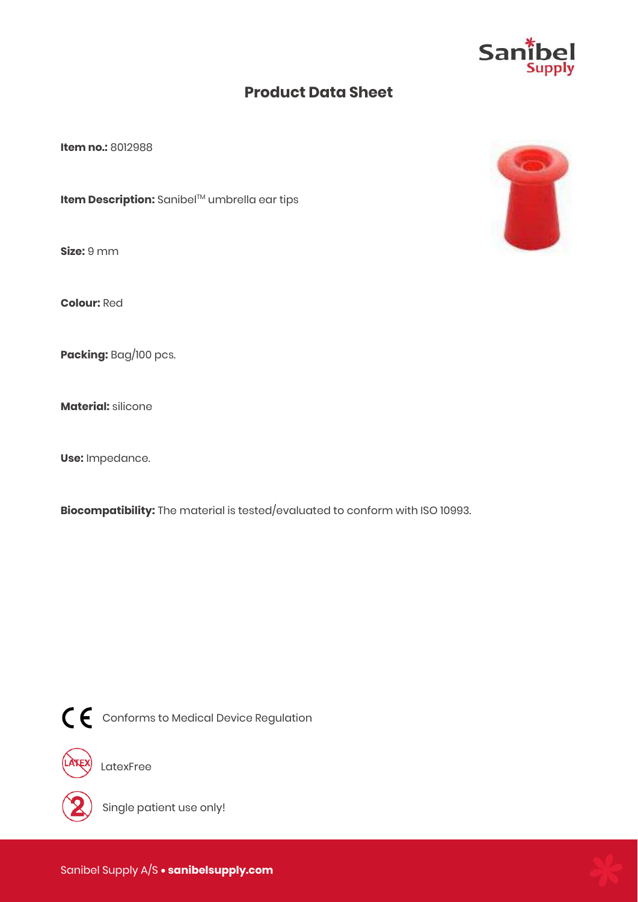# Product Data Sheet

**Item no.:** 8012988

**Item Description:** Sanibel™ umbrella ear tips

**Size:** 9 mm

**Colour:** Red

**Packing:** Bag/100 pcs.

**Material:** silicone

**Use:** Impedance.

**Biocompatibility:** The material is tested/evaluated to conform with ISO 10993.

CE Conforms to Medical Device Regulation

LatexFree

Single patient use only!

Sanibel Supply A/S • **sanibelsupply.com**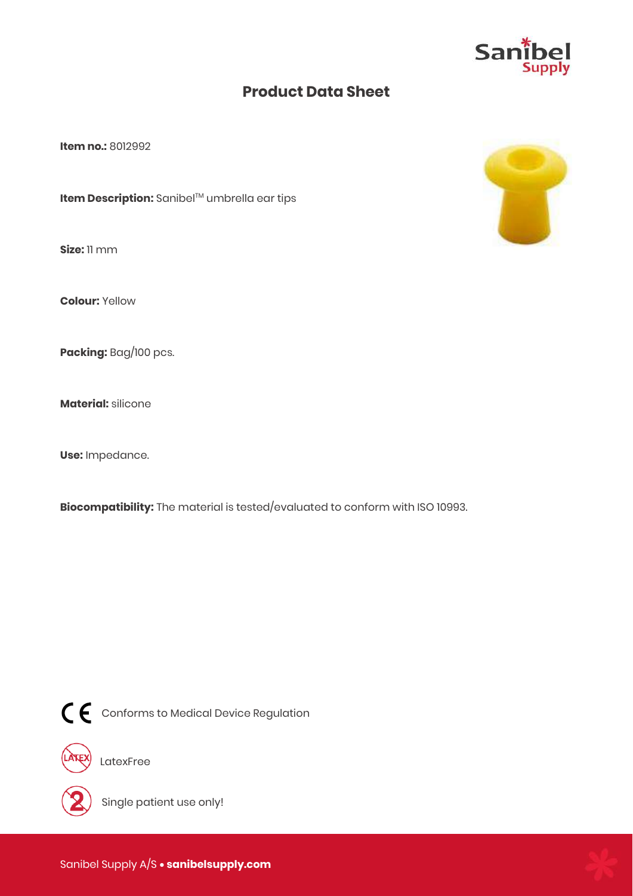# Product Data Sheet

**Item no.:** 8012992

**Item Description:** Sanibel™ umbrella ear tips

**Size:** 11 mm

**Colour:** Yellow

**Packing:** Bag/100 pcs.

**Material:** silicone

**Use:** Impedance.

**Biocompatibility:** The material is tested/evaluated to conform with ISO 10993.

CE Conforms to Medical Device Regulation

LatexFree

Single patient use only!

Sanibel Supply A/S • **sanibelsupply.com**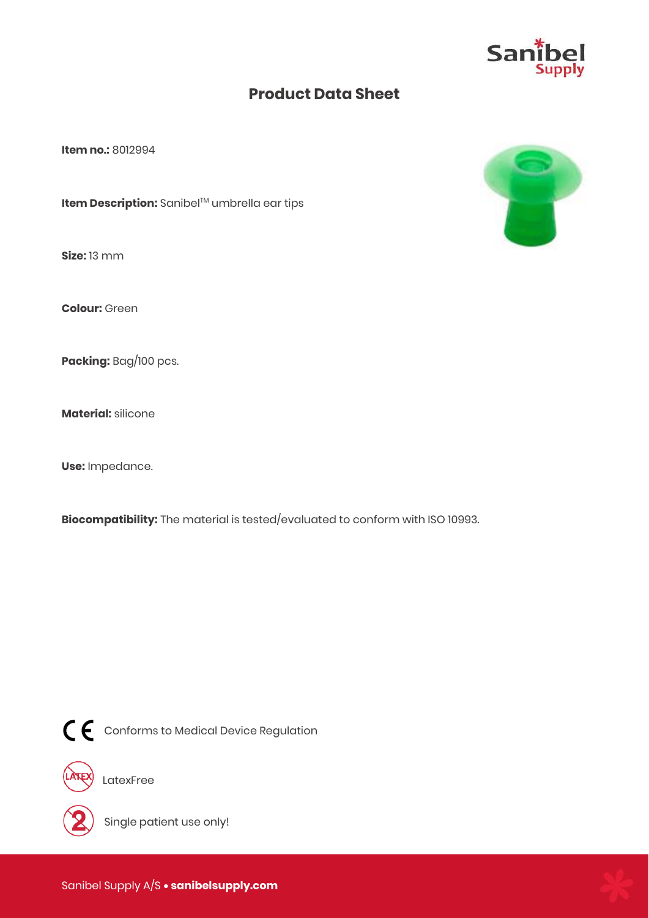# Product Data Sheet

**Item no.:** 8012994

**Item Description:** Sanibel™ umbrella ear tips

**Size:** 13 mm

**Colour:** Green

**Packing:** Bag/100 pcs.

**Material:** silicone

**Use:** Impedance.

**Biocompatibility:** The material is tested/evaluated to conform with ISO 10993.

CE Conforms to Medical Device Regulation

LatexFree

Single patient use only!

Sanibel Supply A/S • **sanibelsupply.com**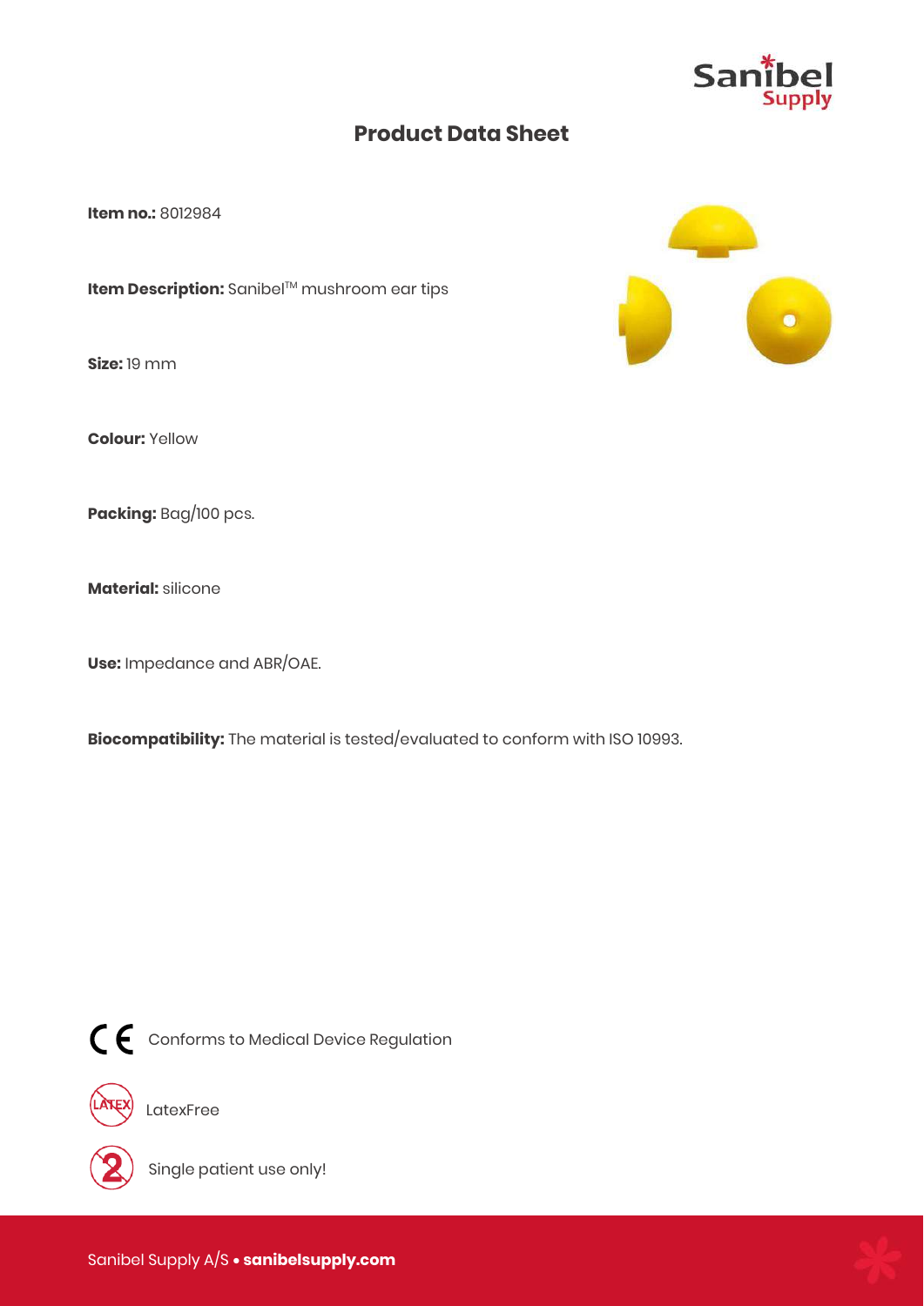# Product Data Sheet

**Item no.:** 8012984

**Item Description:** Sanibel™ mushroom ear tips

**Size:** 19 mm

**Colour:** Yellow

**Packing:** Bag/100 pcs.

**Material:** silicone

**Use:** Impedance and ABR/OAE.

**Biocompatibility:** The material is tested/evaluated to conform with ISO 10993.

CE Conforms to Medical Device Regulation

LatexFree

Single patient use only!

Sanibel Supply A/S • **sanibelsupply.com**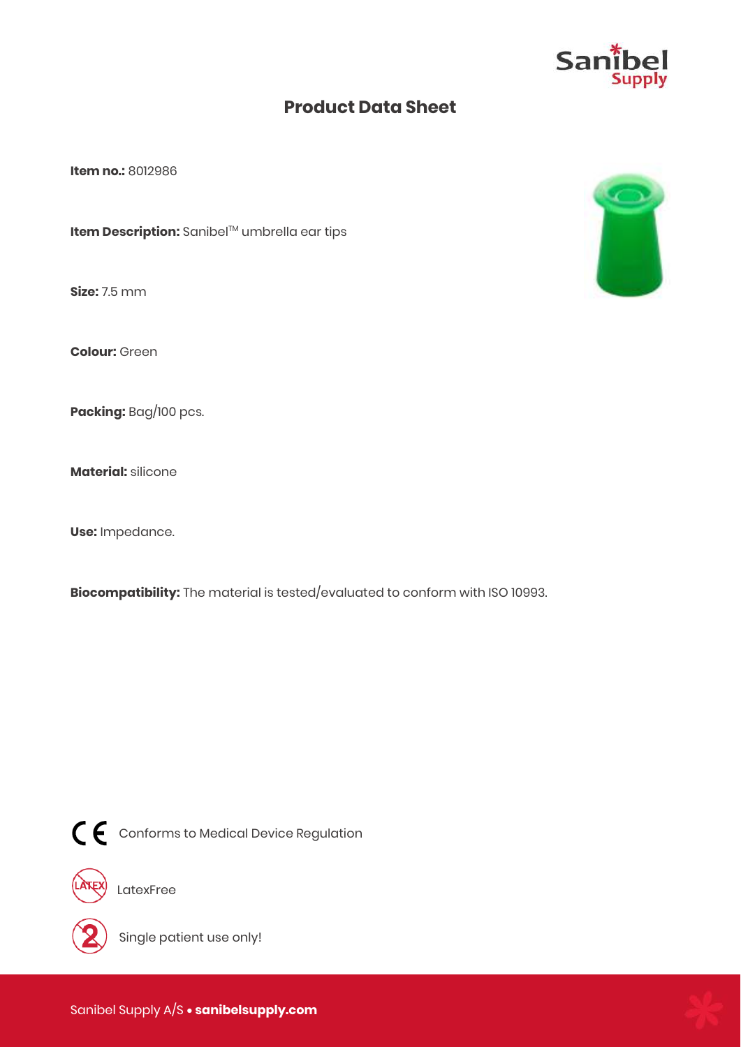# Product Data Sheet

**Item no.:** 8012986

**Item Description:** Sanibel™ umbrella ear tips

**Size:** 7.5 mm

**Colour:** Green

**Packing:** Bag/100 pcs.

**Material:** silicone

**Use:** Impedance.

**Biocompatibility:** The material is tested/evaluated to conform with ISO 10993.

CE Conforms to Medical Device Regulation

LatexFree

Single patient use only!

Sanibel Supply A/S • **sanibelsupply.com**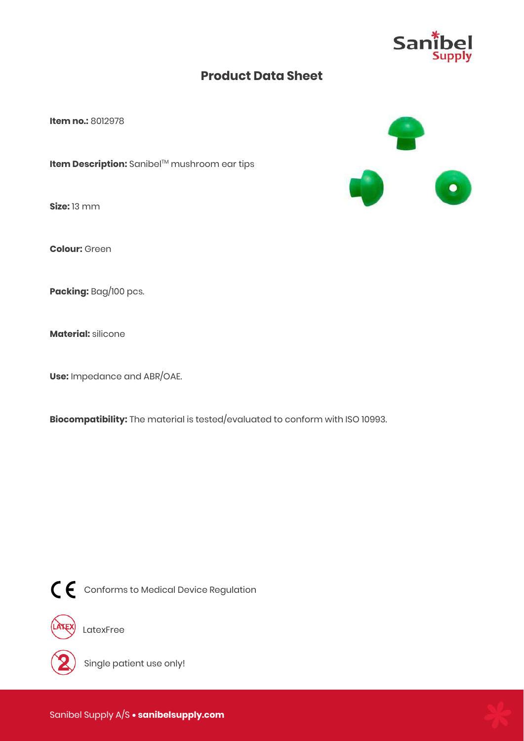# Product Data Sheet

**Item no.:** 8012978

**Item Description:** Sanibel™ mushroom ear tips

**Size:** 13 mm

**Colour:** Green

**Packing:** Bag/100 pcs.

**Material:** silicone

**Use:** Impedance and ABR/OAE.

**Biocompatibility:** The material is tested/evaluated to conform with ISO 10993.

CE Conforms to Medical Device Regulation

LatexFree

Single patient use only!

Sanibel Supply A/S • **sanibelsupply.com**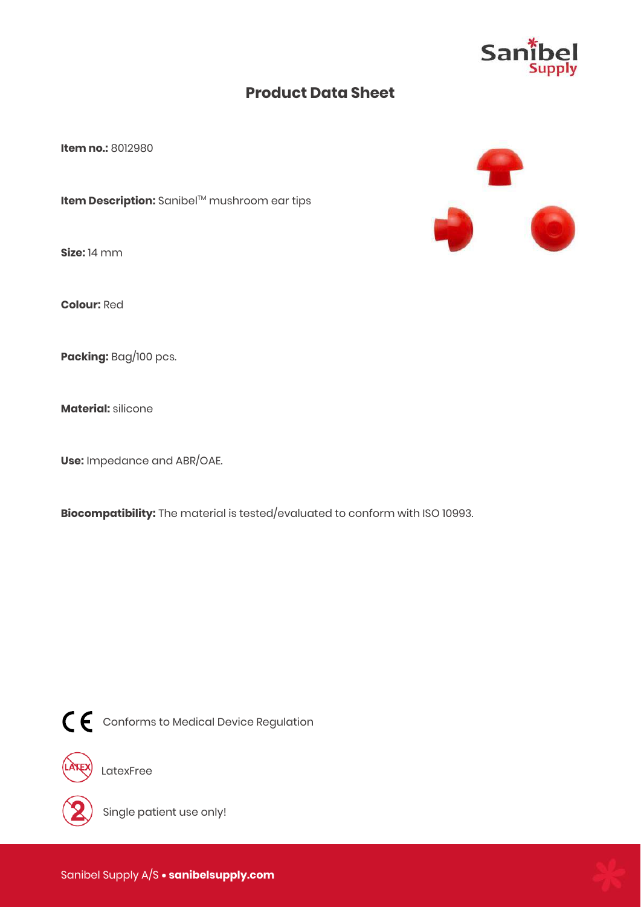# Product Data Sheet

**Item no.:** 8012980

**Item Description:** Sanibel™ mushroom ear tips

**Size:** 14 mm

**Colour:** Red

**Packing:** Bag/100 pcs.

**Material:** silicone

**Use:** Impedance and ABR/OAE.

**Biocompatibility:** The material is tested/evaluated to conform with ISO 10993.

CE Conforms to Medical Device Regulation

LatexFree

Single patient use only!

Sanibel Supply A/S • **sanibelsupply.com**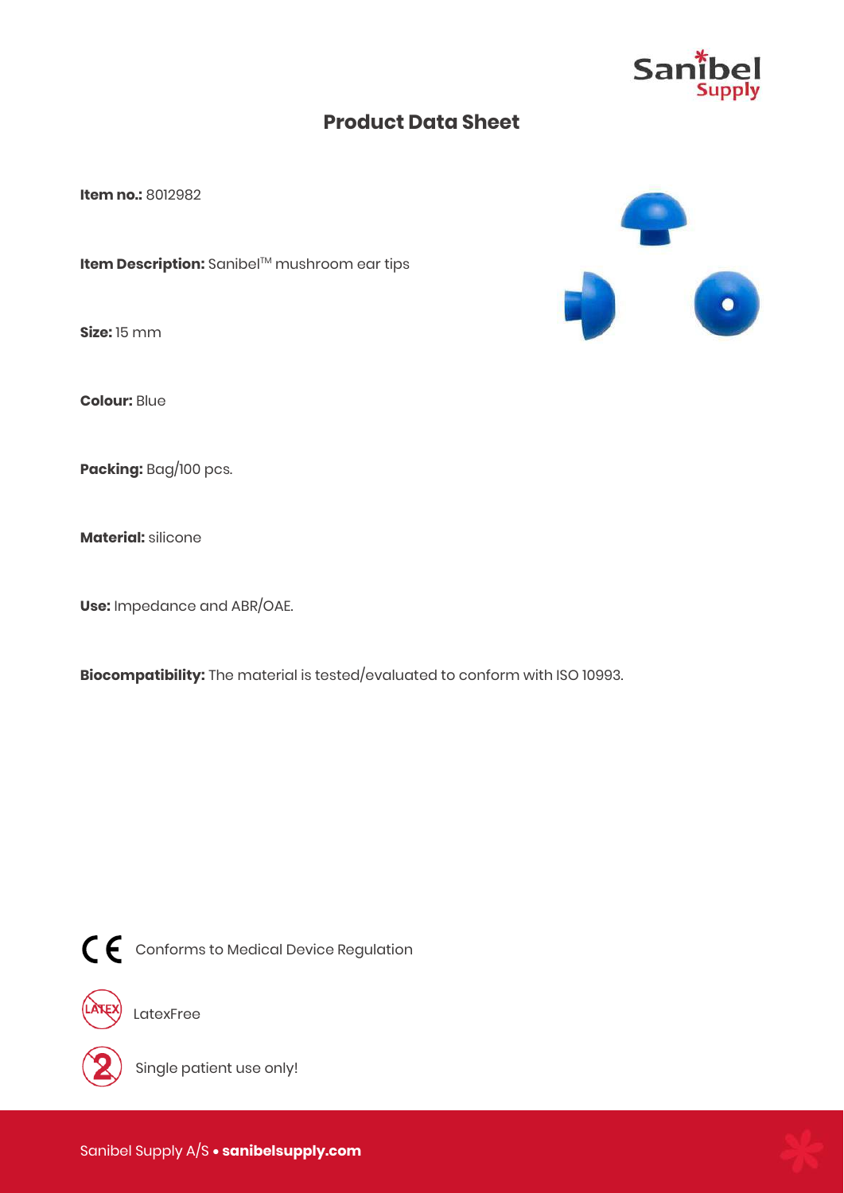# Product Data Sheet

**Item no.:** 8012982

**Item Description:** Sanibel™ mushroom ear tips

**Size:** 15 mm

**Colour:** Blue

**Packing:** Bag/100 pcs.

**Material:** silicone

**Use:** Impedance and ABR/OAE.

**Biocompatibility:** The material is tested/evaluated to conform with ISO 10993.

CE Conforms to Medical Device Regulation

LatexFree

Single patient use only!

Sanibel Supply A/S • **sanibelsupply.com**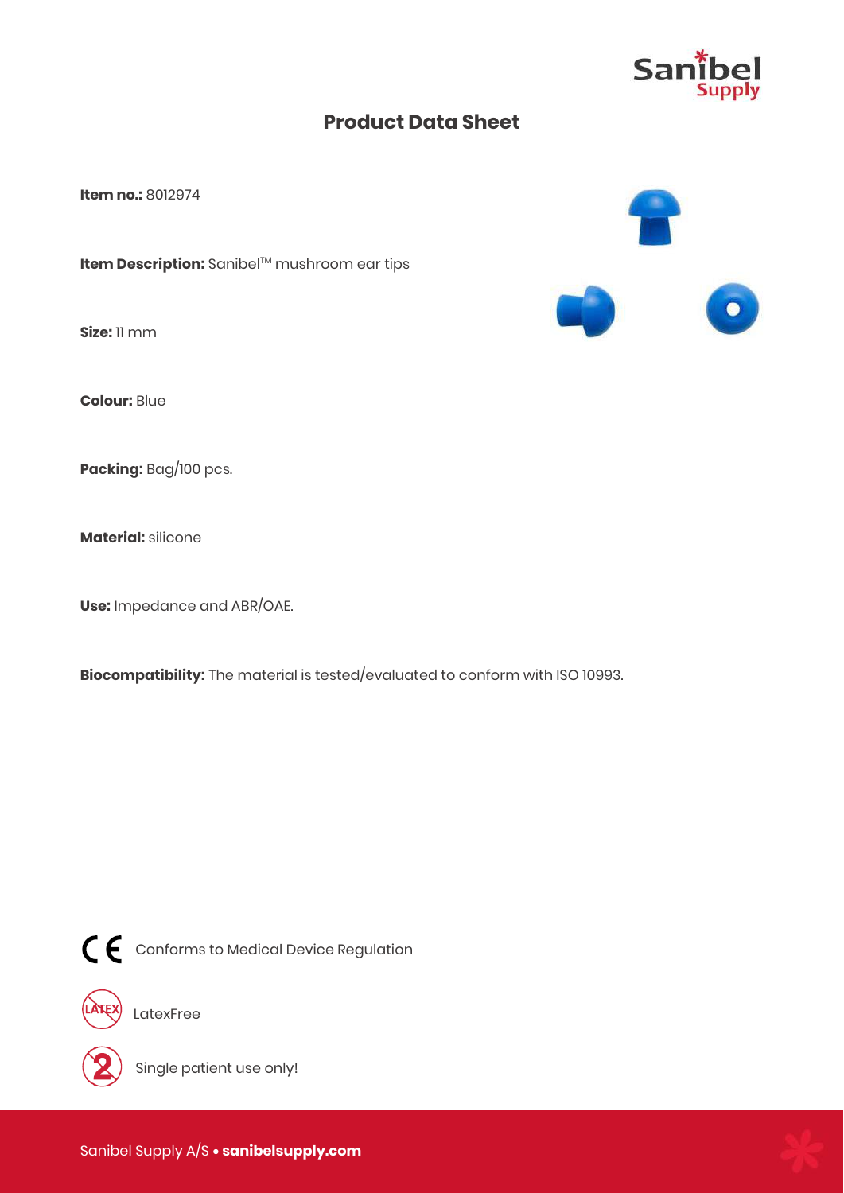# Product Data Sheet

**Item no.:** 8012974

**Item Description:** Sanibel™ mushroom ear tips

**Size:** 11 mm

**Colour:** Blue

**Packing:** Bag/100 pcs.

**Material:** silicone

**Use:** Impedance and ABR/OAE.

**Biocompatibility:** The material is tested/evaluated to conform with ISO 10993.

CE Conforms to Medical Device Regulation

LatexFree

Single patient use only!

Sanibel Supply A/S • **sanibelsupply.com**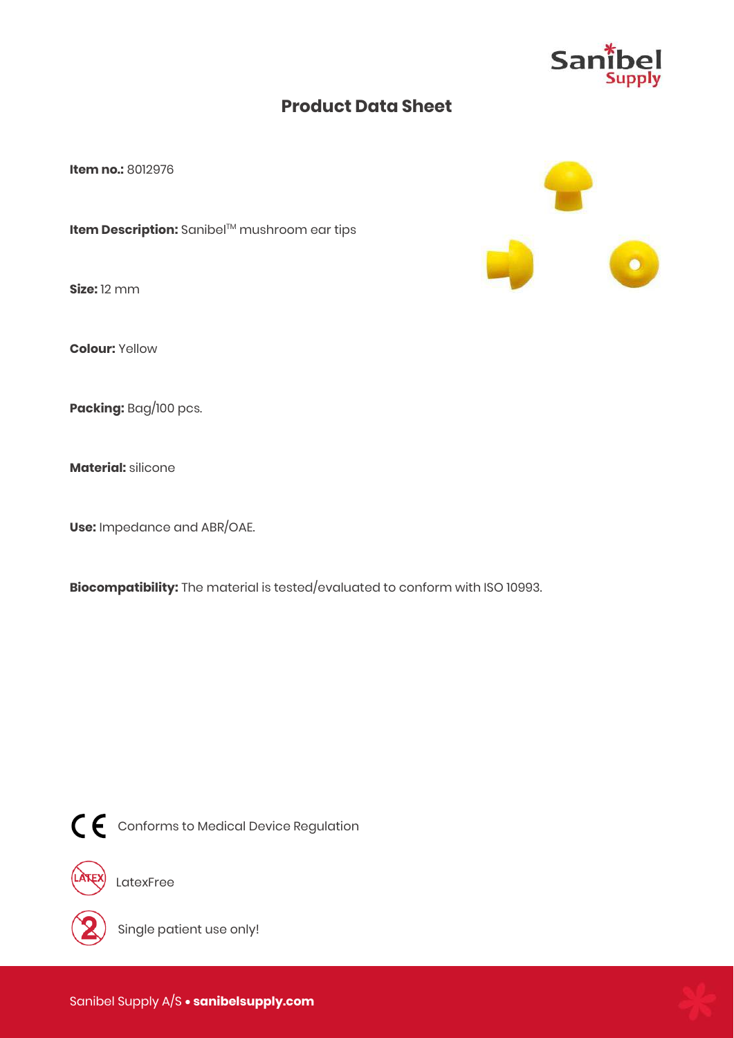# Product Data Sheet

**Item no.:** 8012976

**Item Description:** Sanibel™ mushroom ear tips

**Size:** 12 mm

**Colour:** Yellow

**Packing:** Bag/100 pcs.

**Material:** silicone

**Use:** Impedance and ABR/OAE.

**Biocompatibility:** The material is tested/evaluated to conform with ISO 10993.

CE Conforms to Medical Device Regulation

LatexFree

Single patient use only!

Sanibel Supply A/S • **sanibelsupply.com**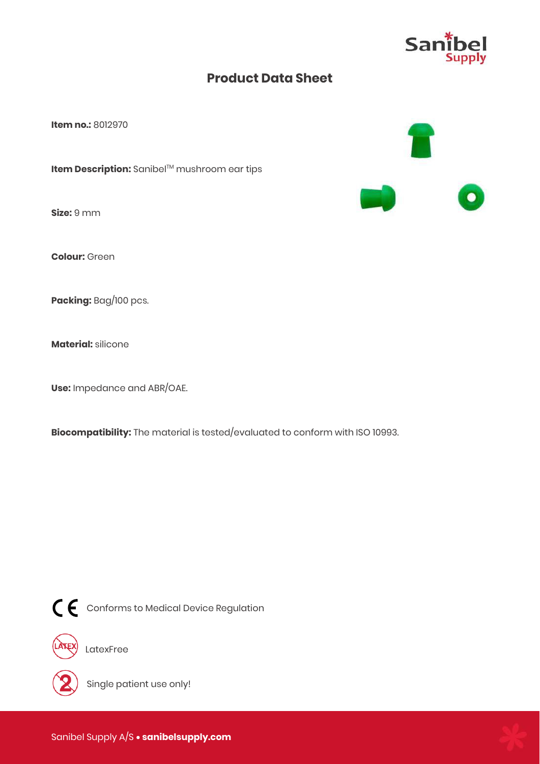# Product Data Sheet

**Item no.:** 8012970

**Item Description:** Sanibel™ mushroom ear tips

**Size:** 9 mm

**Colour:** Green

**Packing:** Bag/100 pcs.

**Material:** silicone

**Use:** Impedance and ABR/OAE.

**Biocompatibility:** The material is tested/evaluated to conform with ISO 10993.

CE Conforms to Medical Device Regulation

LatexFree

Single patient use only!

Sanibel Supply A/S • **sanibelsupply.com**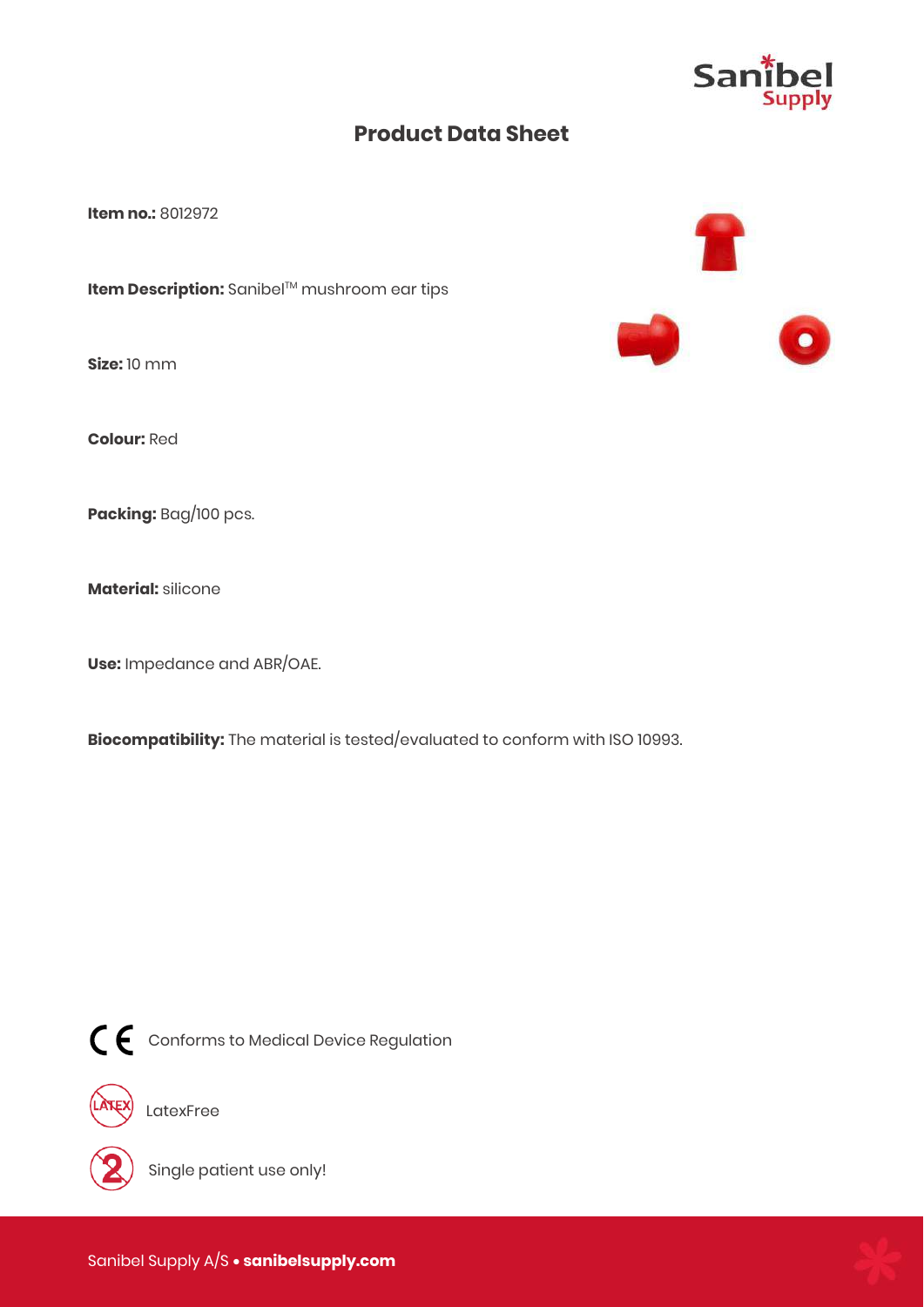# Product Data Sheet

**Item no.:** 8012972

**Item Description:** Sanibel™ mushroom ear tips

**Size:** 10 mm

**Colour:** Red

**Packing:** Bag/100 pcs.

**Material:** silicone

**Use:** Impedance and ABR/OAE.

**Biocompatibility:** The material is tested/evaluated to conform with ISO 10993.

CE Conforms to Medical Device Regulation

LatexFree

Single patient use only!

Sanibel Supply A/S • **sanibelsupply.com**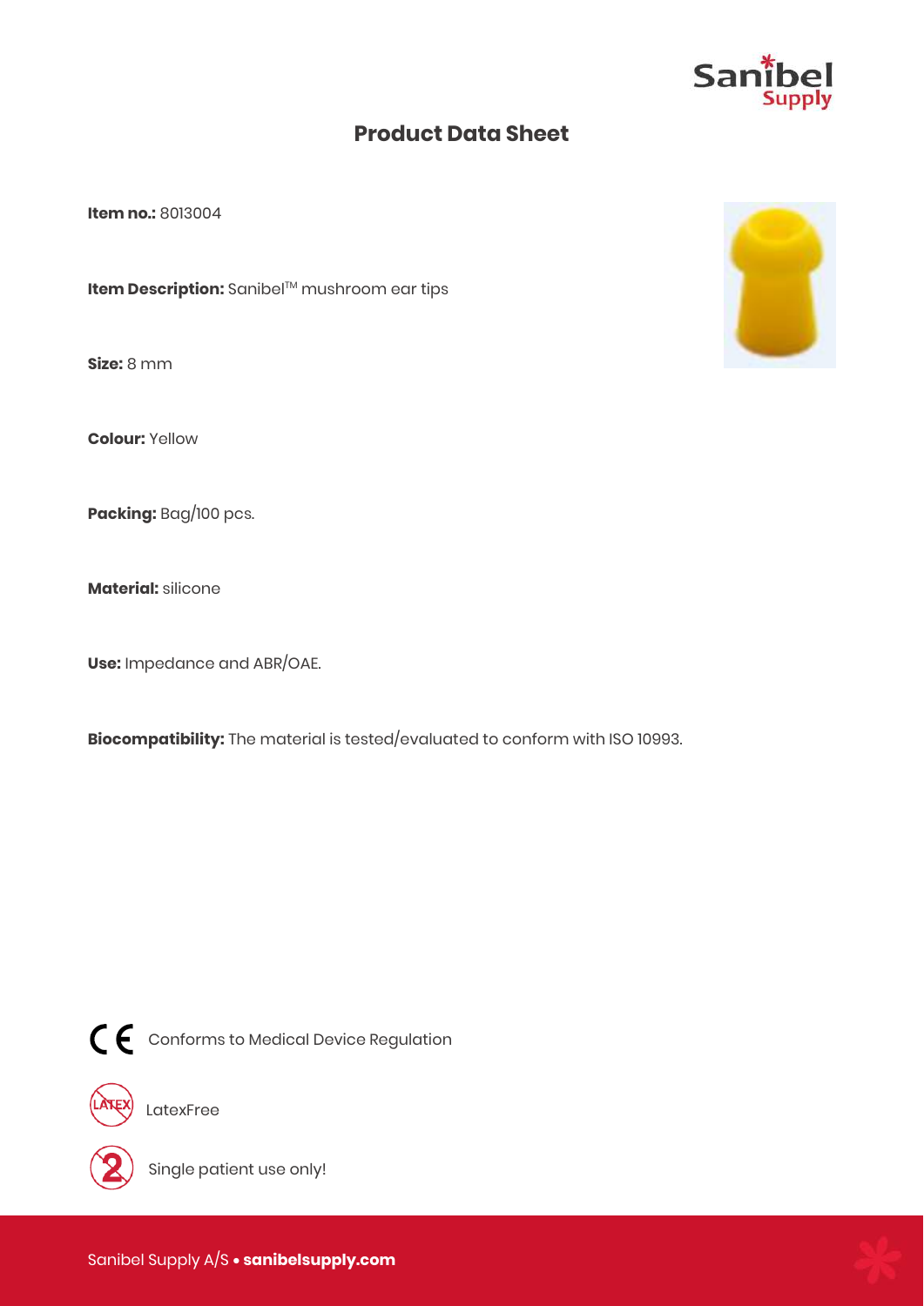# Product Data Sheet

**Item no.:** 8013004

**Item Description:** Sanibel™ mushroom ear tips

**Size:** 8 mm

**Colour:** Yellow

**Packing:** Bag/100 pcs.

**Material:** silicone

**Use:** Impedance and ABR/OAE.

**Biocompatibility:** The material is tested/evaluated to conform with ISO 10993.

CE Conforms to Medical Device Regulation

LatexFree

Single patient use only!

Sanibel Supply A/S • **sanibelsupply.com**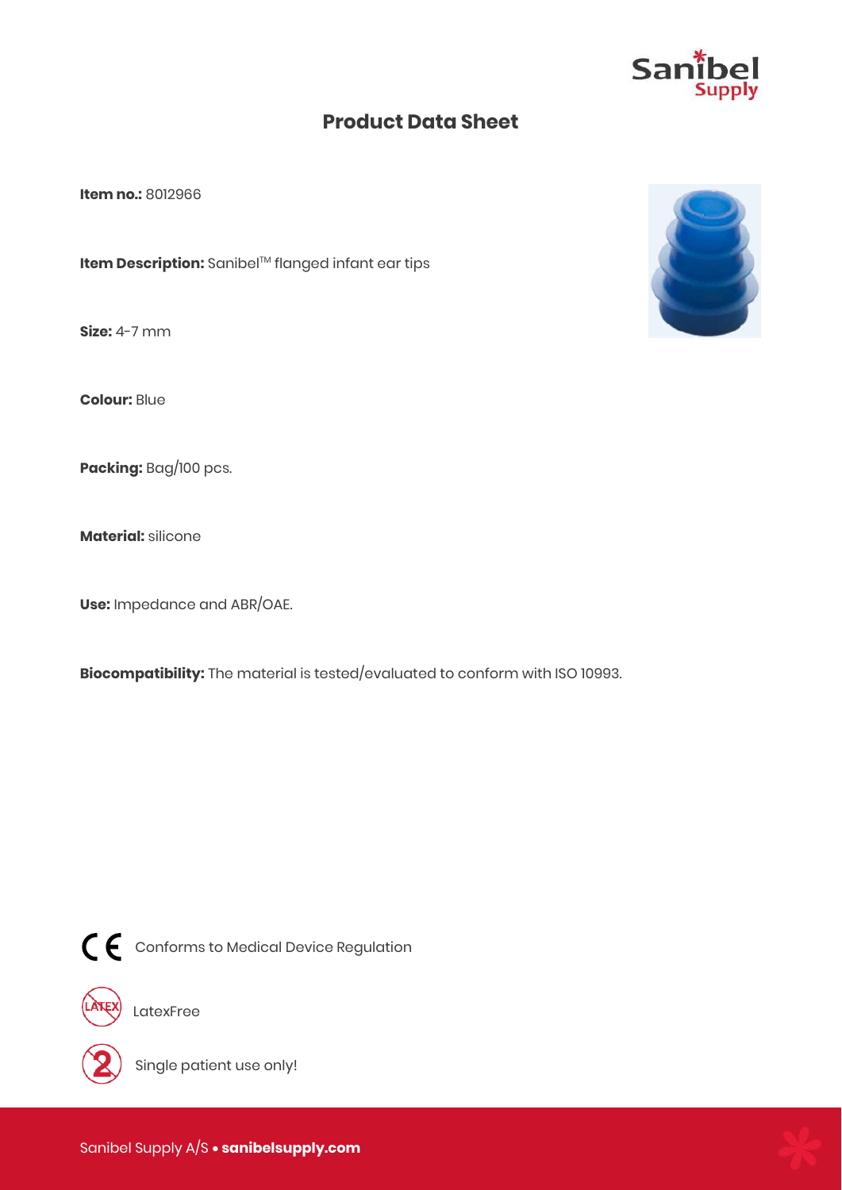# Product Data Sheet

**Item no.:** 8012966

**Item Description:** Sanibel™ flanged infant ear tips

**Size:** 4-7 mm

**Colour:** Blue

**Packing:** Bag/100 pcs.

**Material:** silicone

**Use:** Impedance and ABR/OAE.

**Biocompatibility:** The material is tested/evaluated to conform with ISO 10993.

CE Conforms to Medical Device Regulation

LatexFree

Single patient use only!

Sanibel Supply A/S • **sanibelsupply.com**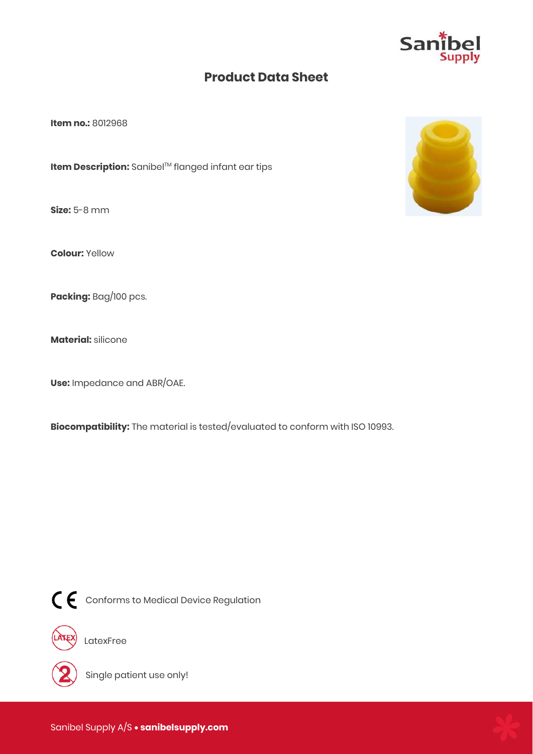# Product Data Sheet

**Item no.:** 8012968

**Item Description:** Sanibel™ flanged infant ear tips

**Size:** 5-8 mm

**Colour:** Yellow

**Packing:** Bag/100 pcs.

**Material:** silicone

**Use:** Impedance and ABR/OAE.

**Biocompatibility:** The material is tested/evaluated to conform with ISO 10993.

CE Conforms to Medical Device Regulation

LatexFree

Single patient use only!

Sanibel Supply A/S • **sanibelsupply.com**